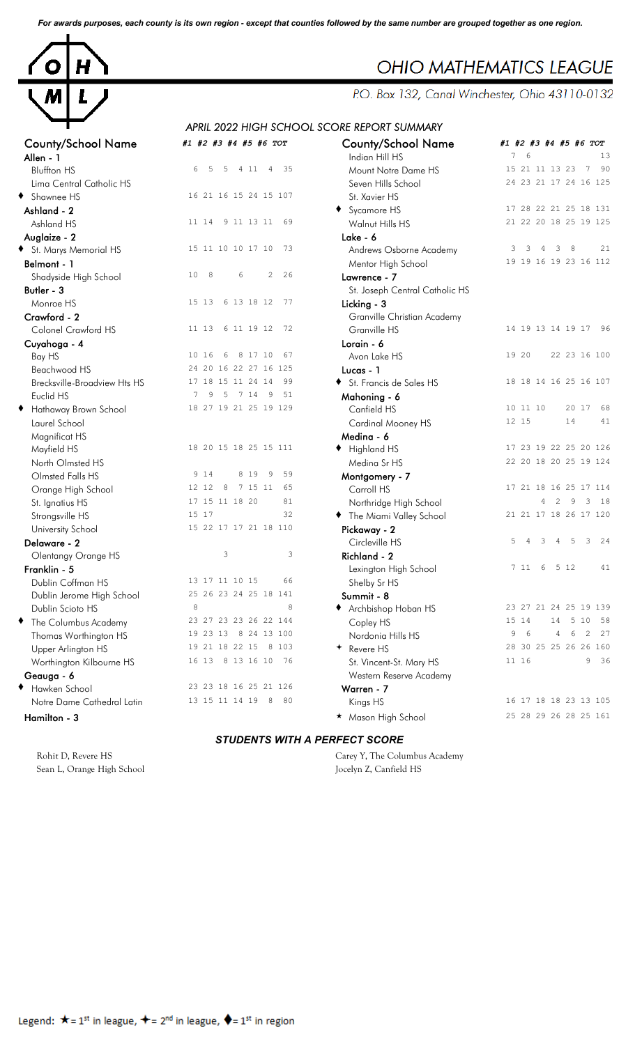*For awards purposes, each county is its own region - except that counties followed by the same number are grouped together as one region.*

# OHIO MATHEMATICS LEAGUE

P.O. Box 132, Canal Winchester, Ohio 43110-0132

## APRIL 2022 HIGH SCHOOL SCORE REPORT SUMMARY

| County/School Name | #1 | #2 | #3 | #4 | #5 | #6 | TOT |
|---|---|---|---|---|---|---|---|
| **Allen - 1** | | | | | | | |
| Bluffton HS | 6 | 5 | 5 | 4 | 11 | 4 | 35 |
| Lima Central Catholic HS | | | | | | | |
| ♦ Shawnee HS | 16 | 21 | 16 | 15 | 24 | 15 | 107 |
| **Ashland - 2** | | | | | | | |
| Ashland HS | 11 | 14 | 9 | 11 | 13 | 11 | 69 |
| **Auglaize - 2** | | | | | | | |
| ♦ St. Marys Memorial HS | 15 | 11 | 10 | 10 | 17 | 10 | 73 |
| **Belmont - 1** | | | | | | | |
| Shadyside High School | 10 | 8 | | 6 | | 2 | 26 |
| **Butler - 3** | | | | | | | |
| Monroe HS | 15 | 13 | 6 | 13 | 18 | 12 | 77 |
| **Crawford - 2** | | | | | | | |
| Colonel Crawford HS | 11 | 13 | 6 | 11 | 19 | 12 | 72 |
| **Cuyahoga - 4** | | | | | | | |
| Bay HS | 10 | 16 | 6 | 8 | 17 | 10 | 67 |
| Beachwood HS | 24 | 20 | 16 | 22 | 27 | 16 | 125 |
| Brecksville-Broadview Hts HS | 17 | 18 | 15 | 11 | 24 | 14 | 99 |
| Euclid HS | 7 | 9 | 5 | 7 | 14 | 9 | 51 |
| ♦ Hathaway Brown School | 18 | 27 | 19 | 21 | 25 | 19 | 129 |
| Laurel School | | | | | | | |
| Magnificat HS | | | | | | | |
| Mayfield HS | 18 | 20 | 15 | 18 | 25 | 15 | 111 |
| North Olmsted HS | | | | | | | |
| Olmsted Falls HS | 9 | 14 | | 8 | 19 | 9 | 59 |
| Orange High School | 12 | 12 | 8 | 7 | 15 | 11 | 65 |
| St. Ignatius HS | 17 | 15 | 11 | 18 | 20 | | 81 |
| Strongsville HS | 15 | 17 | | | | | 32 |
| University School | 15 | 22 | 17 | 17 | 21 | 18 | 110 |
| **Delaware - 2** | | | | | | | |
| Olentangy Orange HS | | | 3 | | | | 3 |
| **Franklin - 5** | | | | | | | |
| Dublin Coffman HS | 13 | 17 | 11 | 10 | 15 | | 66 |
| Dublin Jerome High School | 25 | 26 | 23 | 24 | 25 | 18 | 141 |
| Dublin Scioto HS | 8 | | | | | | 8 |
| ♦ The Columbus Academy | 23 | 27 | 23 | 23 | 26 | 22 | 144 |
| Thomas Worthington HS | 19 | 23 | 13 | 8 | 24 | 13 | 100 |
| Upper Arlington HS | 19 | 21 | 18 | 22 | 15 | 8 | 103 |
| Worthington Kilbourne HS | 16 | 13 | 8 | 13 | 16 | 10 | 76 |
| **Geauga - 6** | | | | | | | |
| ♦ Hawken School | 23 | 23 | 18 | 16 | 25 | 21 | 126 |
| Notre Dame Cathedral Latin | 13 | 15 | 11 | 14 | 19 | 8 | 80 |
| **Hamilton - 3** | | | | | | | |
| Indian Hill HS | 7 | 6 | | | | | 13 |
| Mount Notre Dame HS | 15 | 21 | 11 | 13 | 23 | 7 | 90 |
| Seven Hills School | 24 | 23 | 21 | 17 | 24 | 16 | 125 |
| St. Xavier HS | | | | | | | |
| ♦ Sycamore HS | 17 | 28 | 22 | 21 | 25 | 18 | 131 |
| Walnut Hills HS | 21 | 22 | 20 | 18 | 25 | 19 | 125 |
| **Lake - 6** | | | | | | | |
| Andrews Osborne Academy | 3 | 3 | 4 | 3 | 8 | | 21 |
| Mentor High School | 19 | 19 | 16 | 19 | 23 | 16 | 112 |
| **Lawrence - 7** | | | | | | | |
| St. Joseph Central Catholic HS | | | | | | | |
| **Licking - 3** | | | | | | | |
| Granville Christian Academy | | | | | | | |
| Granville HS | 14 | 19 | 13 | 14 | 19 | 17 | 96 |
| **Lorain - 6** | | | | | | | |
| Avon Lake HS | 19 | 20 | | 22 | 23 | 16 | 100 |
| **Lucas - 1** | | | | | | | |
| ♦ St. Francis de Sales HS | 18 | 18 | 14 | 16 | 25 | 16 | 107 |
| **Mahoning - 6** | | | | | | | |
| Canfield HS | 10 | 11 | 10 | | 20 | 17 | 68 |
| Cardinal Mooney HS | 12 | 15 | | | 14 | | 41 |
| **Medina - 6** | | | | | | | |
| ♦ Highland HS | 17 | 23 | 19 | 22 | 25 | 20 | 126 |
| Medina Sr HS | 22 | 20 | 18 | 20 | 25 | 19 | 124 |
| **Montgomery - 7** | | | | | | | |
| Carroll HS | 17 | 21 | 18 | 16 | 25 | 17 | 114 |
| Northridge High School | | | 4 | 2 | 9 | 3 | 18 |
| ♦ The Miami Valley School | 21 | 21 | 17 | 18 | 26 | 17 | 120 |
| **Pickaway - 2** | | | | | | | |
| Circleville HS | 5 | 4 | 3 | 4 | 5 | 3 | 24 |
| **Richland - 2** | | | | | | | |
| Lexington High School | 7 | 11 | 6 | 5 | 12 | | 41 |
| Shelby Sr HS | | | | | | | |
| **Summit - 8** | | | | | | | |
| ♦ Archbishop Hoban HS | 23 | 27 | 21 | 24 | 25 | 19 | 139 |
| Copley HS | 15 | 14 | | 14 | 5 | 10 | 58 |
| Nordonia Hills HS | 9 | 6 | | 4 | 6 | 2 | 27 |
| ✦ Revere HS | 28 | 30 | 25 | 25 | 26 | 26 | 160 |
| St. Vincent-St. Mary HS | 11 | 16 | | | | 9 | 36 |
| Western Reserve Academy | | | | | | | |
| **Warren - 7** | | | | | | | |
| Kings HS | 16 | 17 | 18 | 18 | 23 | 13 | 105 |
| ★ Mason High School | 25 | 28 | 29 | 26 | 28 | 25 | 161 |

### STUDENTS WITH A PERFECT SCORE

Rohit D, Revere HS
Sean L, Orange High School
Carey Y, The Columbus Academy
Jocelyn Z, Canfield HS

Legend: ★ = 1st in league, ✦ = 2nd in league, ♦ = 1st in region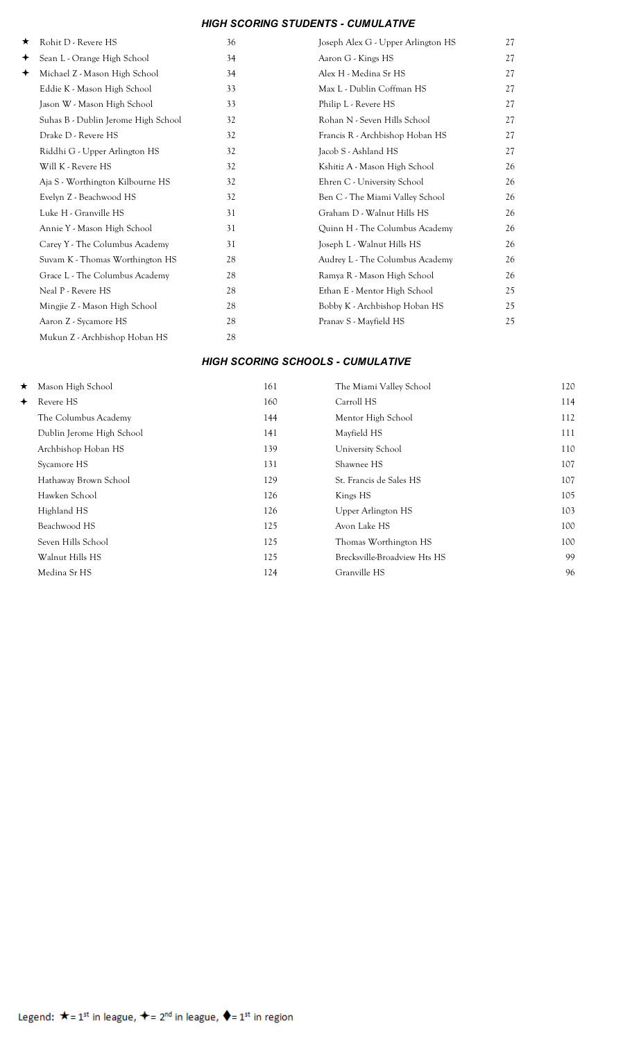### HIGH SCORING STUDENTS - CUMULATIVE

| | | | | |
|---|---|---|---|---|
| ★ | Rohit D - Revere HS | 36 | Joseph Alex G - Upper Arlington HS | 27 |
| ✦ | Sean L - Orange High School | 34 | Aaron G - Kings HS | 27 |
| ✦ | Michael Z - Mason High School | 34 | Alex H - Medina Sr HS | 27 |
| | Eddie K - Mason High School | 33 | Max L - Dublin Coffman HS | 27 |
| | Jason W - Mason High School | 33 | Philip L - Revere HS | 27 |
| | Suhas B - Dublin Jerome High School | 32 | Rohan N - Seven Hills School | 27 |
| | Drake D - Revere HS | 32 | Francis R - Archbishop Hoban HS | 27 |
| | Riddhi G - Upper Arlington HS | 32 | Jacob S - Ashland HS | 27 |
| | Will K - Revere HS | 32 | Kshitiz A - Mason High School | 26 |
| | Aja S - Worthington Kilbourne HS | 32 | Ehren C - University School | 26 |
| | Evelyn Z - Beachwood HS | 32 | Ben C - The Miami Valley School | 26 |
| | Luke H - Granville HS | 31 | Graham D - Walnut Hills HS | 26 |
| | Annie Y - Mason High School | 31 | Quinn H - The Columbus Academy | 26 |
| | Carey Y - The Columbus Academy | 31 | Joseph L - Walnut Hills HS | 26 |
| | Suvam K - Thomas Worthington HS | 28 | Audrey L - The Columbus Academy | 26 |
| | Grace L - The Columbus Academy | 28 | Ramya R - Mason High School | 26 |
| | Neal P - Revere HS | 28 | Ethan E - Mentor High School | 25 |
| | Mingjie Z - Mason High School | 28 | Bobby K - Archbishop Hoban HS | 25 |
| | Aaron Z - Sycamore HS | 28 | Pranav S - Mayfield HS | 25 |
| | Mukun Z - Archbishop Hoban HS | 28 | | |

### HIGH SCORING SCHOOLS - CUMULATIVE

| | | | | |
|---|---|---|---|---|
| ★ | Mason High School | 161 | The Miami Valley School | 120 |
| ✦ | Revere HS | 160 | Carroll HS | 114 |
| | The Columbus Academy | 144 | Mentor High School | 112 |
| | Dublin Jerome High School | 141 | Mayfield HS | 111 |
| | Archbishop Hoban HS | 139 | University School | 110 |
| | Sycamore HS | 131 | Shawnee HS | 107 |
| | Hathaway Brown School | 129 | St. Francis de Sales HS | 107 |
| | Hawken School | 126 | Kings HS | 105 |
| | Highland HS | 126 | Upper Arlington HS | 103 |
| | Beachwood HS | 125 | Avon Lake HS | 100 |
| | Seven Hills School | 125 | Thomas Worthington HS | 100 |
| | Walnut Hills HS | 125 | Brecksville-Broadview Hts HS | 99 |
| | Medina Sr HS | 124 | Granville HS | 96 |

Legend: ★ = 1st in league, ✦ = 2nd in league, ♦ = 1st in region